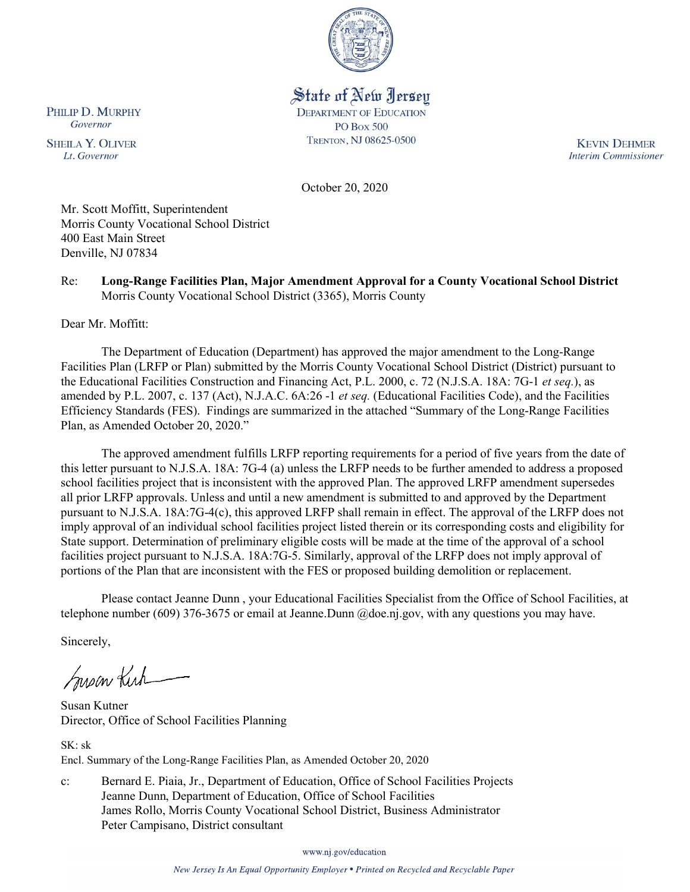State of New Jersey
DEPARTMENT OF EDUCATION
PO BOX 500
TRENTON, NJ 08625-0500

PHILIP D. MURPHY
*Governor*

SHEILA Y. OLIVER
*Lt. Governor*

KEVIN DEHMER
*Interim Commissioner*

October 20, 2020

Mr. Scott Moffitt, Superintendent
Morris County Vocational School District
400 East Main Street
Denville, NJ 07834

Re: **Long-Range Facilities Plan, Major Amendment Approval for a County Vocational School District**
Morris County Vocational School District (3365), Morris County

Dear Mr. Moffitt:

The Department of Education (Department) has approved the major amendment to the Long-Range Facilities Plan (LRFP or Plan) submitted by the Morris County Vocational School District (District) pursuant to the Educational Facilities Construction and Financing Act, P.L. 2000, c. 72 (N.J.S.A. 18A: 7G-1 *et seq.*), as amended by P.L. 2007, c. 137 (Act), N.J.A.C. 6A:26 -1 *et seq.* (Educational Facilities Code), and the Facilities Efficiency Standards (FES). Findings are summarized in the attached "Summary of the Long-Range Facilities Plan, as Amended October 20, 2020."

The approved amendment fulfills LRFP reporting requirements for a period of five years from the date of this letter pursuant to N.J.S.A. 18A: 7G-4 (a) unless the LRFP needs to be further amended to address a proposed school facilities project that is inconsistent with the approved Plan. The approved LRFP amendment supersedes all prior LRFP approvals. Unless and until a new amendment is submitted to and approved by the Department pursuant to N.J.S.A. 18A:7G-4(c), this approved LRFP shall remain in effect. The approval of the LRFP does not imply approval of an individual school facilities project listed therein or its corresponding costs and eligibility for State support. Determination of preliminary eligible costs will be made at the time of the approval of a school facilities project pursuant to N.J.S.A. 18A:7G-5. Similarly, approval of the LRFP does not imply approval of portions of the Plan that are inconsistent with the FES or proposed building demolition or replacement.

Please contact Jeanne Dunn , your Educational Facilities Specialist from the Office of School Facilities, at telephone number (609) 376-3675 or email at Jeanne.Dunn @doe.nj.gov, with any questions you may have.

Sincerely,

Susan Kutner
Director, Office of School Facilities Planning

SK: sk
Encl. Summary of the Long-Range Facilities Plan, as Amended October 20, 2020

c: Bernard E. Piaia, Jr., Department of Education, Office of School Facilities Projects
Jeanne Dunn, Department of Education, Office of School Facilities
James Rollo, Morris County Vocational School District, Business Administrator
Peter Campisano, District consultant

www.nj.gov/education

*New Jersey Is An Equal Opportunity Employer • Printed on Recycled and Recyclable Paper*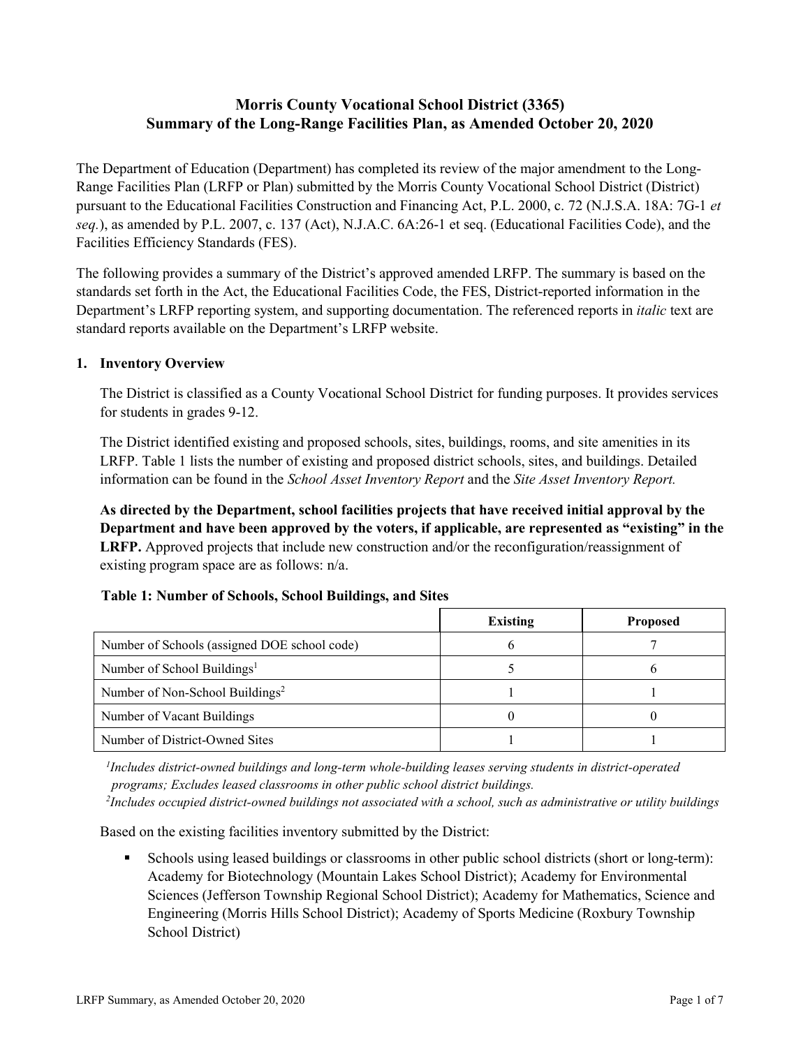# Morris County Vocational School District (3365)
# Summary of the Long-Range Facilities Plan, as Amended October 20, 2020

The Department of Education (Department) has completed its review of the major amendment to the Long-Range Facilities Plan (LRFP or Plan) submitted by the Morris County Vocational School District (District) pursuant to the Educational Facilities Construction and Financing Act, P.L. 2000, c. 72 (N.J.S.A. 18A: 7G-1 *et seq.*), as amended by P.L. 2007, c. 137 (Act), N.J.A.C. 6A:26-1 et seq. (Educational Facilities Code), and the Facilities Efficiency Standards (FES).

The following provides a summary of the District's approved amended LRFP. The summary is based on the standards set forth in the Act, the Educational Facilities Code, the FES, District-reported information in the Department's LRFP reporting system, and supporting documentation. The referenced reports in *italic* text are standard reports available on the Department's LRFP website.

## 1. Inventory Overview

The District is classified as a County Vocational School District for funding purposes. It provides services for students in grades 9-12.

The District identified existing and proposed schools, sites, buildings, rooms, and site amenities in its LRFP. Table 1 lists the number of existing and proposed district schools, sites, and buildings. Detailed information can be found in the *School Asset Inventory Report* and the *Site Asset Inventory Report.*

**As directed by the Department, school facilities projects that have received initial approval by the Department and have been approved by the voters, if applicable, are represented as "existing" in the LRFP.** Approved projects that include new construction and/or the reconfiguration/reassignment of existing program space are as follows: n/a.

**Table 1: Number of Schools, School Buildings, and Sites**

| | Existing | Proposed |
|---|---|---|
| Number of Schools (assigned DOE school code) | 6 | 7 |
| Number of School Buildings[1] | 5 | 6 |
| Number of Non-School Buildings[2] | 1 | 1 |
| Number of Vacant Buildings | 0 | 0 |
| Number of District-Owned Sites | 1 | 1 |

*[1]Includes district-owned buildings and long-term whole-building leases serving students in district-operated programs; Excludes leased classrooms in other public school district buildings.*
*[2]Includes occupied district-owned buildings not associated with a school, such as administrative or utility buildings*

Based on the existing facilities inventory submitted by the District:

- Schools using leased buildings or classrooms in other public school districts (short or long-term): Academy for Biotechnology (Mountain Lakes School District); Academy for Environmental Sciences (Jefferson Township Regional School District); Academy for Mathematics, Science and Engineering (Morris Hills School District); Academy of Sports Medicine (Roxbury Township School District)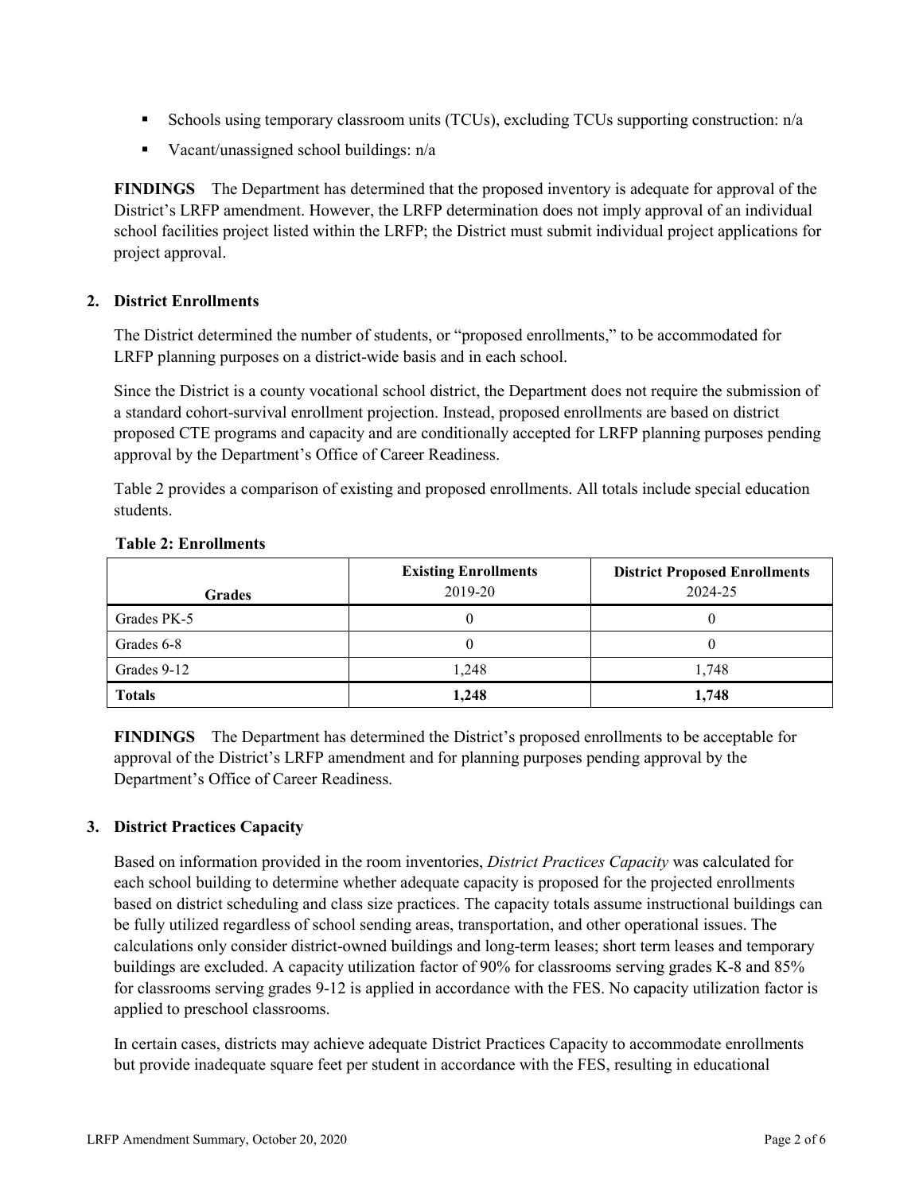- Schools using temporary classroom units (TCUs), excluding TCUs supporting construction: n/a
- Vacant/unassigned school buildings: n/a

**FINDINGS** The Department has determined that the proposed inventory is adequate for approval of the District's LRFP amendment. However, the LRFP determination does not imply approval of an individual school facilities project listed within the LRFP; the District must submit individual project applications for project approval.

## 2. District Enrollments

The District determined the number of students, or "proposed enrollments," to be accommodated for LRFP planning purposes on a district-wide basis and in each school.

Since the District is a county vocational school district, the Department does not require the submission of a standard cohort-survival enrollment projection. Instead, proposed enrollments are based on district proposed CTE programs and capacity and are conditionally accepted for LRFP planning purposes pending approval by the Department's Office of Career Readiness.

Table 2 provides a comparison of existing and proposed enrollments. All totals include special education students.

**Table 2: Enrollments**

| Grades | Existing Enrollments 2019-20 | District Proposed Enrollments 2024-25 |
|---|---|---|
| Grades PK-5 | 0 | 0 |
| Grades 6-8 | 0 | 0 |
| Grades 9-12 | 1,248 | 1,748 |
| **Totals** | **1,248** | **1,748** |

**FINDINGS** The Department has determined the District's proposed enrollments to be acceptable for approval of the District's LRFP amendment and for planning purposes pending approval by the Department's Office of Career Readiness.

## 3. District Practices Capacity

Based on information provided in the room inventories, *District Practices Capacity* was calculated for each school building to determine whether adequate capacity is proposed for the projected enrollments based on district scheduling and class size practices. The capacity totals assume instructional buildings can be fully utilized regardless of school sending areas, transportation, and other operational issues. The calculations only consider district-owned buildings and long-term leases; short term leases and temporary buildings are excluded. A capacity utilization factor of 90% for classrooms serving grades K-8 and 85% for classrooms serving grades 9-12 is applied in accordance with the FES. No capacity utilization factor is applied to preschool classrooms.

In certain cases, districts may achieve adequate District Practices Capacity to accommodate enrollments but provide inadequate square feet per student in accordance with the FES, resulting in educational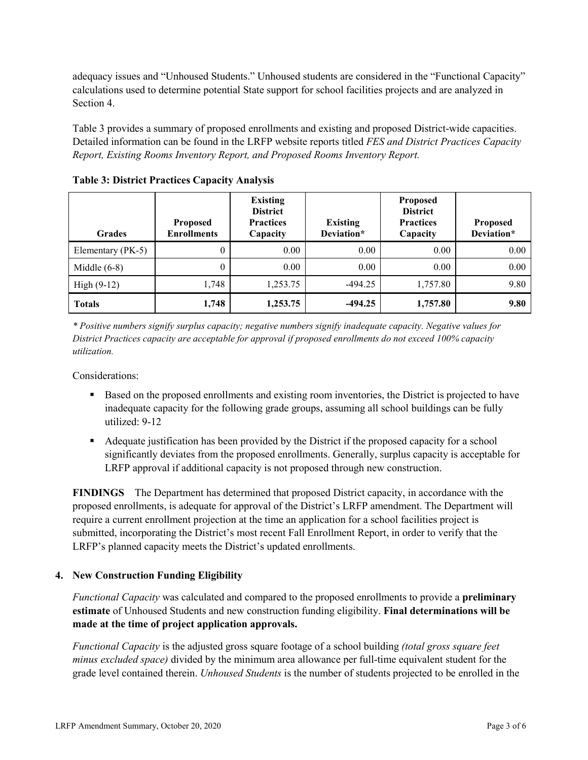adequacy issues and "Unhoused Students." Unhoused students are considered in the "Functional Capacity" calculations used to determine potential State support for school facilities projects and are analyzed in Section 4.

Table 3 provides a summary of proposed enrollments and existing and proposed District-wide capacities. Detailed information can be found in the LRFP website reports titled *FES and District Practices Capacity Report, Existing Rooms Inventory Report, and Proposed Rooms Inventory Report.*

**Table 3: District Practices Capacity Analysis**

| Grades | Proposed Enrollments | Existing District Practices Capacity | Existing Deviation* | Proposed District Practices Capacity | Proposed Deviation* |
|---|---|---|---|---|---|
| Elementary (PK-5) | 0 | 0.00 | 0.00 | 0.00 | 0.00 |
| Middle (6-8) | 0 | 0.00 | 0.00 | 0.00 | 0.00 |
| High (9-12) | 1,748 | 1,253.75 | -494.25 | 1,757.80 | 9.80 |
| **Totals** | **1,748** | **1,253.75** | **-494.25** | **1,757.80** | **9.80** |

*\* Positive numbers signify surplus capacity; negative numbers signify inadequate capacity. Negative values for District Practices capacity are acceptable for approval if proposed enrollments do not exceed 100% capacity utilization.*

Considerations:

- Based on the proposed enrollments and existing room inventories, the District is projected to have inadequate capacity for the following grade groups, assuming all school buildings can be fully utilized: 9-12
- Adequate justification has been provided by the District if the proposed capacity for a school significantly deviates from the proposed enrollments. Generally, surplus capacity is acceptable for LRFP approval if additional capacity is not proposed through new construction.

**FINDINGS** The Department has determined that proposed District capacity, in accordance with the proposed enrollments, is adequate for approval of the District's LRFP amendment. The Department will require a current enrollment projection at the time an application for a school facilities project is submitted, incorporating the District's most recent Fall Enrollment Report, in order to verify that the LRFP's planned capacity meets the District's updated enrollments.

## 4. New Construction Funding Eligibility

*Functional Capacity* was calculated and compared to the proposed enrollments to provide a **preliminary estimate** of Unhoused Students and new construction funding eligibility. **Final determinations will be made at the time of project application approvals.**

*Functional Capacity* is the adjusted gross square footage of a school building *(total gross square feet minus excluded space)* divided by the minimum area allowance per full-time equivalent student for the grade level contained therein. *Unhoused Students* is the number of students projected to be enrolled in the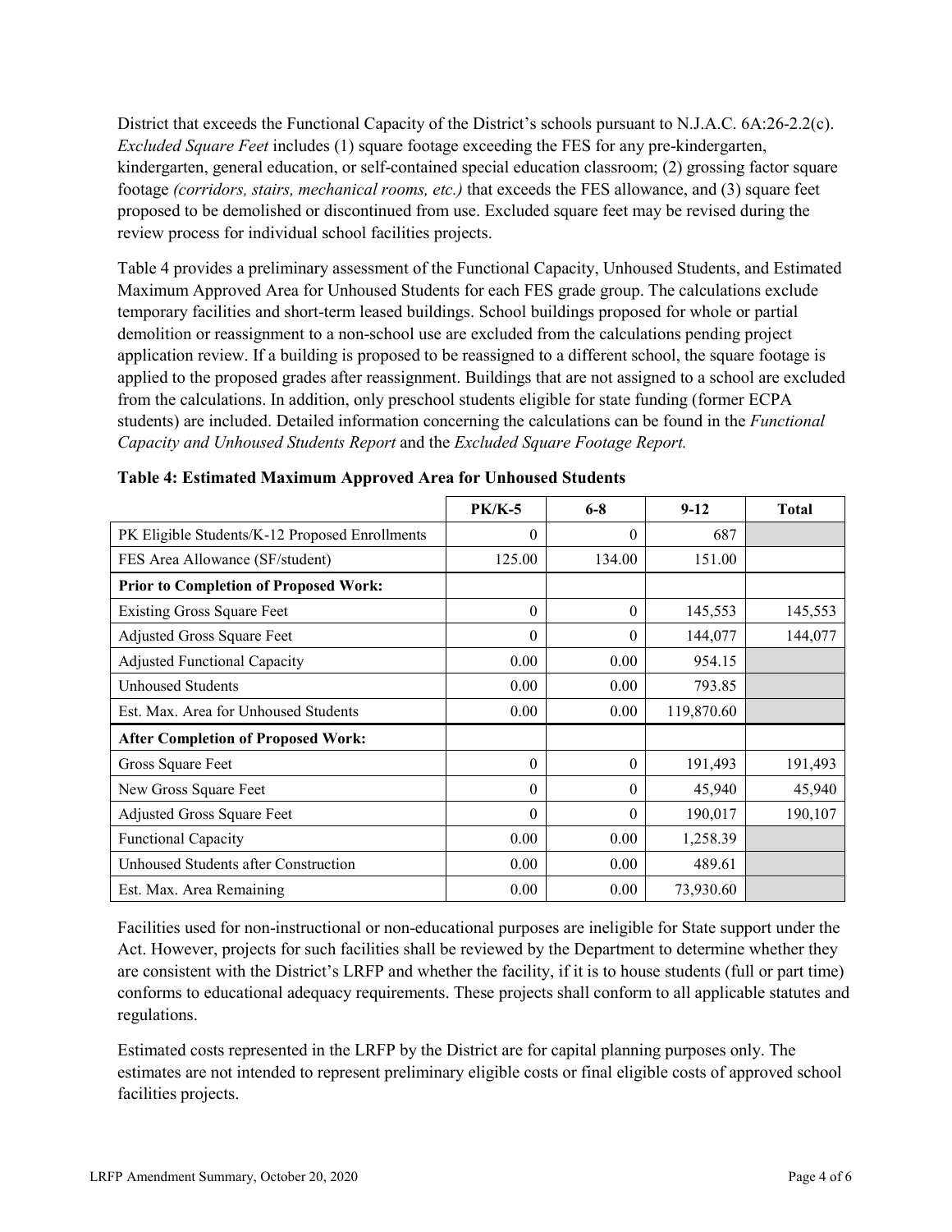District that exceeds the Functional Capacity of the District's schools pursuant to N.J.A.C. 6A:26-2.2(c). *Excluded Square Feet* includes (1) square footage exceeding the FES for any pre-kindergarten, kindergarten, general education, or self-contained special education classroom; (2) grossing factor square footage *(corridors, stairs, mechanical rooms, etc.)* that exceeds the FES allowance, and (3) square feet proposed to be demolished or discontinued from use. Excluded square feet may be revised during the review process for individual school facilities projects.

Table 4 provides a preliminary assessment of the Functional Capacity, Unhoused Students, and Estimated Maximum Approved Area for Unhoused Students for each FES grade group. The calculations exclude temporary facilities and short-term leased buildings. School buildings proposed for whole or partial demolition or reassignment to a non-school use are excluded from the calculations pending project application review. If a building is proposed to be reassigned to a different school, the square footage is applied to the proposed grades after reassignment. Buildings that are not assigned to a school are excluded from the calculations. In addition, only preschool students eligible for state funding (former ECPA students) are included. Detailed information concerning the calculations can be found in the *Functional Capacity and Unhoused Students Report* and the *Excluded Square Footage Report.*

**Table 4: Estimated Maximum Approved Area for Unhoused Students**

| | PK/K-5 | 6-8 | 9-12 | Total |
|---|---|---|---|---|
| PK Eligible Students/K-12 Proposed Enrollments | 0 | 0 | 687 | |
| FES Area Allowance (SF/student) | 125.00 | 134.00 | 151.00 | |
| **Prior to Completion of Proposed Work:** | | | | |
| Existing Gross Square Feet | 0 | 0 | 145,553 | 145,553 |
| Adjusted Gross Square Feet | 0 | 0 | 144,077 | 144,077 |
| Adjusted Functional Capacity | 0.00 | 0.00 | 954.15 | |
| Unhoused Students | 0.00 | 0.00 | 793.85 | |
| Est. Max. Area for Unhoused Students | 0.00 | 0.00 | 119,870.60 | |
| **After Completion of Proposed Work:** | | | | |
| Gross Square Feet | 0 | 0 | 191,493 | 191,493 |
| New Gross Square Feet | 0 | 0 | 45,940 | 45,940 |
| Adjusted Gross Square Feet | 0 | 0 | 190,017 | 190,107 |
| Functional Capacity | 0.00 | 0.00 | 1,258.39 | |
| Unhoused Students after Construction | 0.00 | 0.00 | 489.61 | |
| Est. Max. Area Remaining | 0.00 | 0.00 | 73,930.60 | |

Facilities used for non-instructional or non-educational purposes are ineligible for State support under the Act. However, projects for such facilities shall be reviewed by the Department to determine whether they are consistent with the District's LRFP and whether the facility, if it is to house students (full or part time) conforms to educational adequacy requirements. These projects shall conform to all applicable statutes and regulations.

Estimated costs represented in the LRFP by the District are for capital planning purposes only. The estimates are not intended to represent preliminary eligible costs or final eligible costs of approved school facilities projects.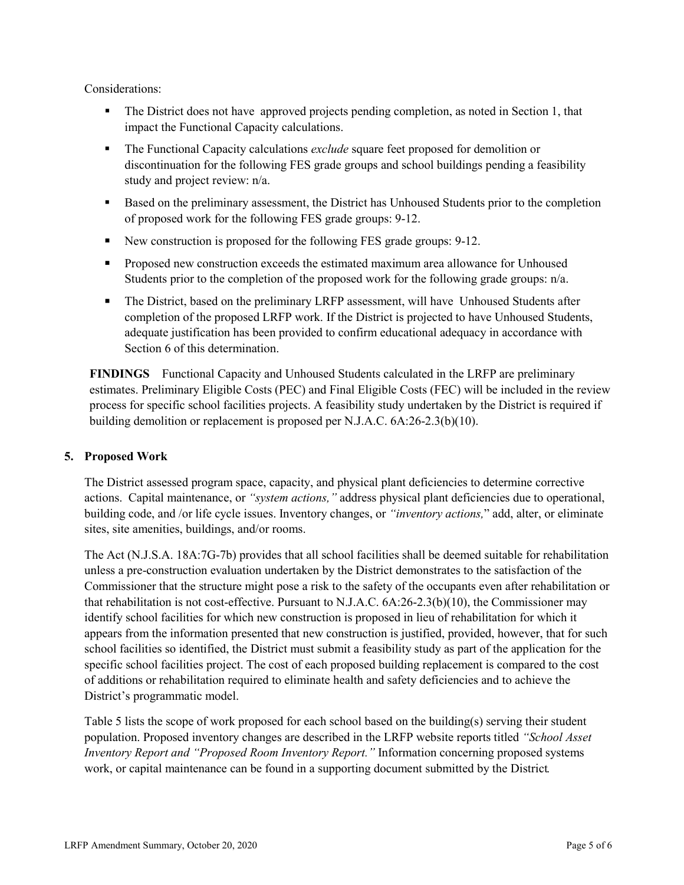Considerations:

- The District does not have approved projects pending completion, as noted in Section 1, that impact the Functional Capacity calculations.
- The Functional Capacity calculations *exclude* square feet proposed for demolition or discontinuation for the following FES grade groups and school buildings pending a feasibility study and project review: n/a.
- Based on the preliminary assessment, the District has Unhoused Students prior to the completion of proposed work for the following FES grade groups: 9-12.
- New construction is proposed for the following FES grade groups: 9-12.
- Proposed new construction exceeds the estimated maximum area allowance for Unhoused Students prior to the completion of the proposed work for the following grade groups: n/a.
- The District, based on the preliminary LRFP assessment, will have Unhoused Students after completion of the proposed LRFP work. If the District is projected to have Unhoused Students, adequate justification has been provided to confirm educational adequacy in accordance with Section 6 of this determination.

**FINDINGS** Functional Capacity and Unhoused Students calculated in the LRFP are preliminary estimates. Preliminary Eligible Costs (PEC) and Final Eligible Costs (FEC) will be included in the review process for specific school facilities projects. A feasibility study undertaken by the District is required if building demolition or replacement is proposed per N.J.A.C. 6A:26-2.3(b)(10).

## 5. Proposed Work

The District assessed program space, capacity, and physical plant deficiencies to determine corrective actions. Capital maintenance, or *"system actions,"* address physical plant deficiencies due to operational, building code, and /or life cycle issues. Inventory changes, or *"inventory actions,"* add, alter, or eliminate sites, site amenities, buildings, and/or rooms.

The Act (N.J.S.A. 18A:7G-7b) provides that all school facilities shall be deemed suitable for rehabilitation unless a pre-construction evaluation undertaken by the District demonstrates to the satisfaction of the Commissioner that the structure might pose a risk to the safety of the occupants even after rehabilitation or that rehabilitation is not cost-effective. Pursuant to N.J.A.C. 6A:26-2.3(b)(10), the Commissioner may identify school facilities for which new construction is proposed in lieu of rehabilitation for which it appears from the information presented that new construction is justified, provided, however, that for such school facilities so identified, the District must submit a feasibility study as part of the application for the specific school facilities project. The cost of each proposed building replacement is compared to the cost of additions or rehabilitation required to eliminate health and safety deficiencies and to achieve the District's programmatic model.

Table 5 lists the scope of work proposed for each school based on the building(s) serving their student population. Proposed inventory changes are described in the LRFP website reports titled *"School Asset Inventory Report and "Proposed Room Inventory Report."* Information concerning proposed systems work, or capital maintenance can be found in a supporting document submitted by the District.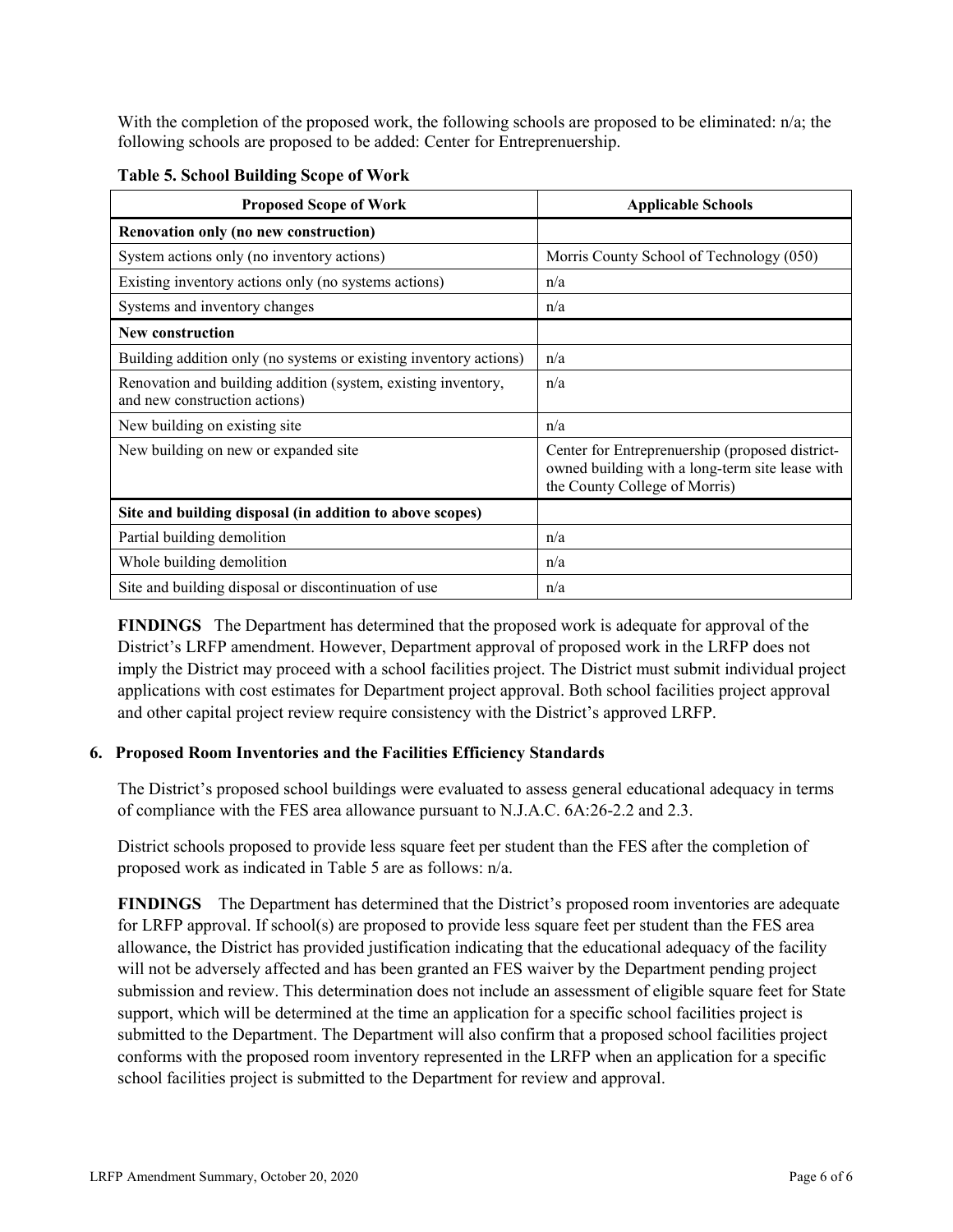With the completion of the proposed work, the following schools are proposed to be eliminated: n/a; the following schools are proposed to be added: Center for Entreprenuership.

**Table 5. School Building Scope of Work**

| Proposed Scope of Work | Applicable Schools |
|---|---|
| **Renovation only (no new construction)** | |
| System actions only (no inventory actions) | Morris County School of Technology (050) |
| Existing inventory actions only (no systems actions) | n/a |
| Systems and inventory changes | n/a |
| **New construction** | |
| Building addition only (no systems or existing inventory actions) | n/a |
| Renovation and building addition (system, existing inventory, and new construction actions) | n/a |
| New building on existing site | n/a |
| New building on new or expanded site | Center for Entreprenuership (proposed district-owned building with a long-term site lease with the County College of Morris) |
| **Site and building disposal (in addition to above scopes)** | |
| Partial building demolition | n/a |
| Whole building demolition | n/a |
| Site and building disposal or discontinuation of use | n/a |

**FINDINGS** The Department has determined that the proposed work is adequate for approval of the District's LRFP amendment. However, Department approval of proposed work in the LRFP does not imply the District may proceed with a school facilities project. The District must submit individual project applications with cost estimates for Department project approval. Both school facilities project approval and other capital project review require consistency with the District's approved LRFP.

### 6. Proposed Room Inventories and the Facilities Efficiency Standards

The District's proposed school buildings were evaluated to assess general educational adequacy in terms of compliance with the FES area allowance pursuant to N.J.A.C. 6A:26-2.2 and 2.3.

District schools proposed to provide less square feet per student than the FES after the completion of proposed work as indicated in Table 5 are as follows: n/a.

**FINDINGS** The Department has determined that the District's proposed room inventories are adequate for LRFP approval. If school(s) are proposed to provide less square feet per student than the FES area allowance, the District has provided justification indicating that the educational adequacy of the facility will not be adversely affected and has been granted an FES waiver by the Department pending project submission and review. This determination does not include an assessment of eligible square feet for State support, which will be determined at the time an application for a specific school facilities project is submitted to the Department. The Department will also confirm that a proposed school facilities project conforms with the proposed room inventory represented in the LRFP when an application for a specific school facilities project is submitted to the Department for review and approval.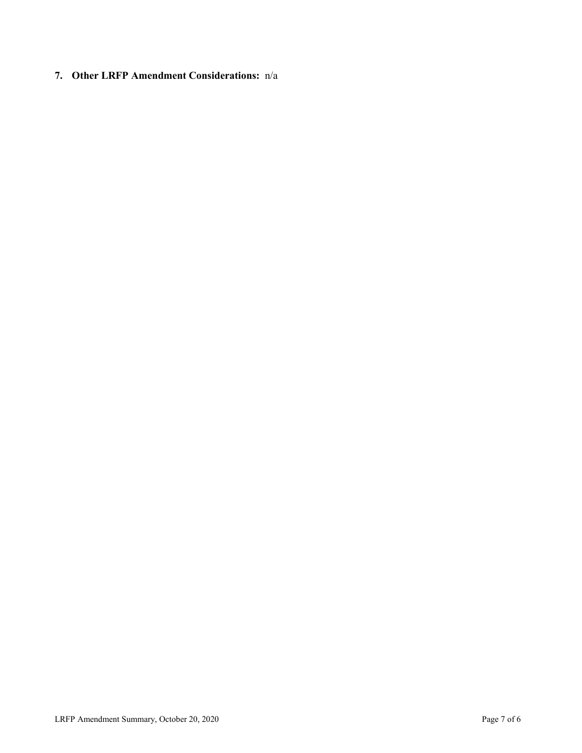**7. Other LRFP Amendment Considerations:** n/a